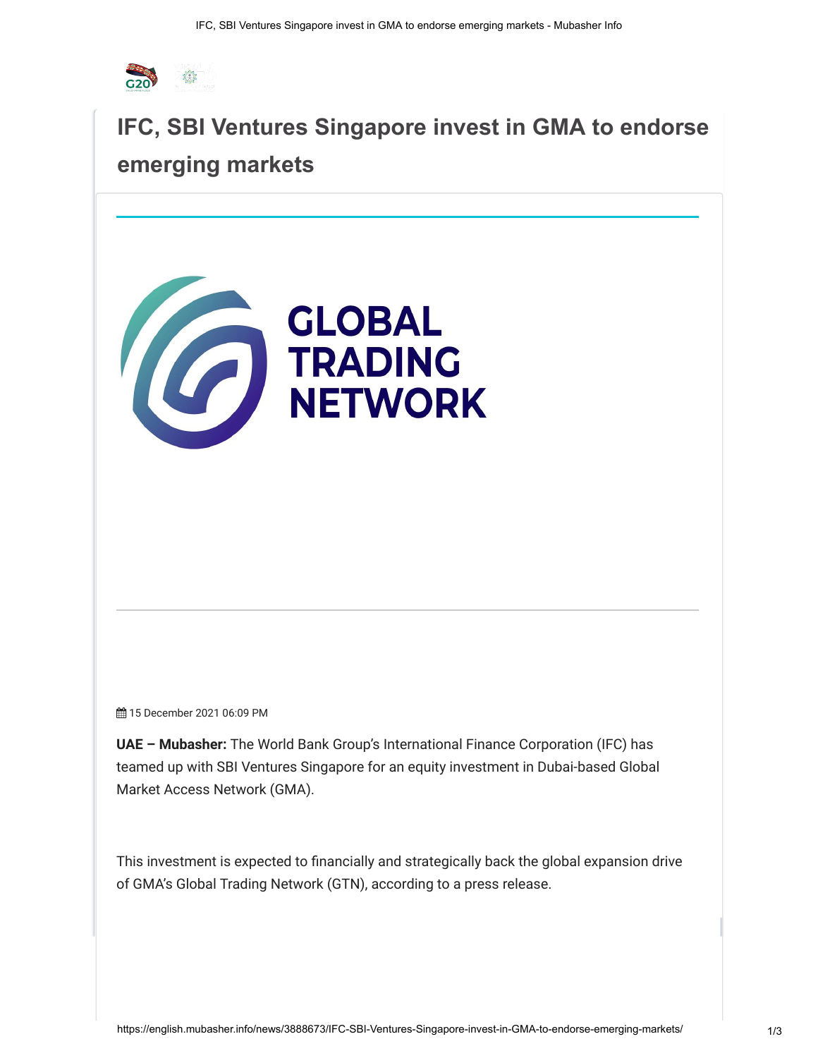# IFC, SBI Ventures Singapore invest in GMA to endorse emerging markets

15 December 2021 06:09 PM

**UAE – Mubasher:** The World Bank Group's International Finance Corporation (IFC) has teamed up with SBI Ventures Singapore for an equity investment in Dubai-based Global Market Access Network (GMA).

This investment is expected to financially and strategically back the global expansion drive of GMA's Global Trading Network (GTN), according to a press release.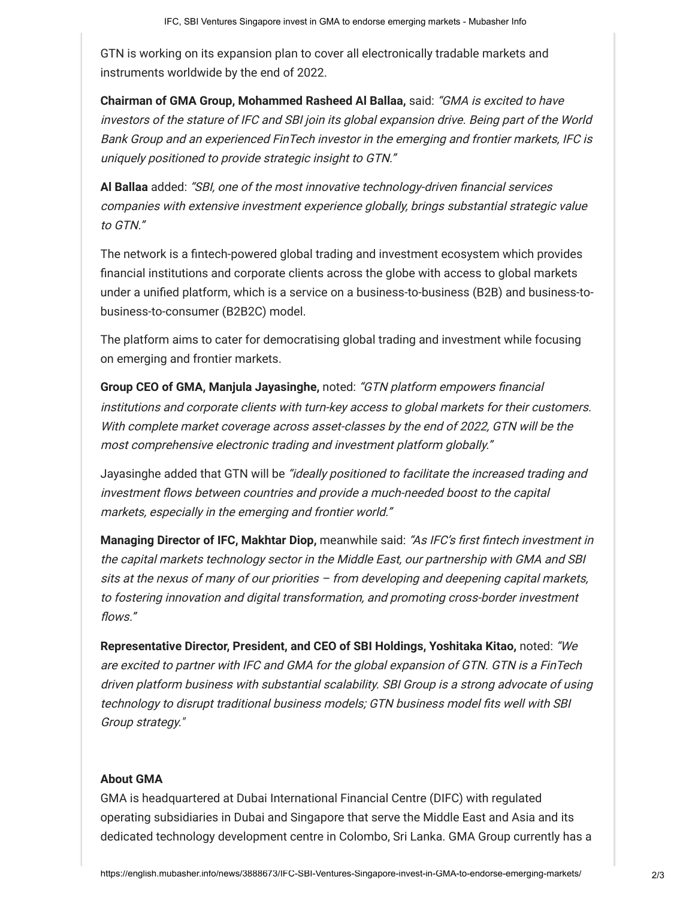GTN is working on its expansion plan to cover all electronically tradable markets and instruments worldwide by the end of 2022.

**Chairman of GMA Group, Mohammed Rasheed Al Ballaa,** said: *"GMA is excited to have investors of the stature of IFC and SBI join its global expansion drive. Being part of the World Bank Group and an experienced FinTech investor in the emerging and frontier markets, IFC is uniquely positioned to provide strategic insight to GTN."*

**Al Ballaa** added: *"SBI, one of the most innovative technology-driven financial services companies with extensive investment experience globally, brings substantial strategic value to GTN."*

The network is a fintech-powered global trading and investment ecosystem which provides financial institutions and corporate clients across the globe with access to global markets under a unified platform, which is a service on a business-to-business (B2B) and business-to-business-to-consumer (B2B2C) model.

The platform aims to cater for democratising global trading and investment while focusing on emerging and frontier markets.

**Group CEO of GMA, Manjula Jayasinghe,** noted: *"GTN platform empowers financial institutions and corporate clients with turn-key access to global markets for their customers. With complete market coverage across asset-classes by the end of 2022, GTN will be the most comprehensive electronic trading and investment platform globally."*

Jayasinghe added that GTN will be *"ideally positioned to facilitate the increased trading and investment flows between countries and provide a much-needed boost to the capital markets, especially in the emerging and frontier world."*

**Managing Director of IFC, Makhtar Diop,** meanwhile said: *"As IFC's first fintech investment in the capital markets technology sector in the Middle East, our partnership with GMA and SBI sits at the nexus of many of our priorities – from developing and deepening capital markets, to fostering innovation and digital transformation, and promoting cross-border investment flows."*

**Representative Director, President, and CEO of SBI Holdings, Yoshitaka Kitao,** noted: *"We are excited to partner with IFC and GMA for the global expansion of GTN. GTN is a FinTech driven platform business with substantial scalability. SBI Group is a strong advocate of using technology to disrupt traditional business models; GTN business model fits well with SBI Group strategy."*

**About GMA**

GMA is headquartered at Dubai International Financial Centre (DIFC) with regulated operating subsidiaries in Dubai and Singapore that serve the Middle East and Asia and its dedicated technology development centre in Colombo, Sri Lanka. GMA Group currently has a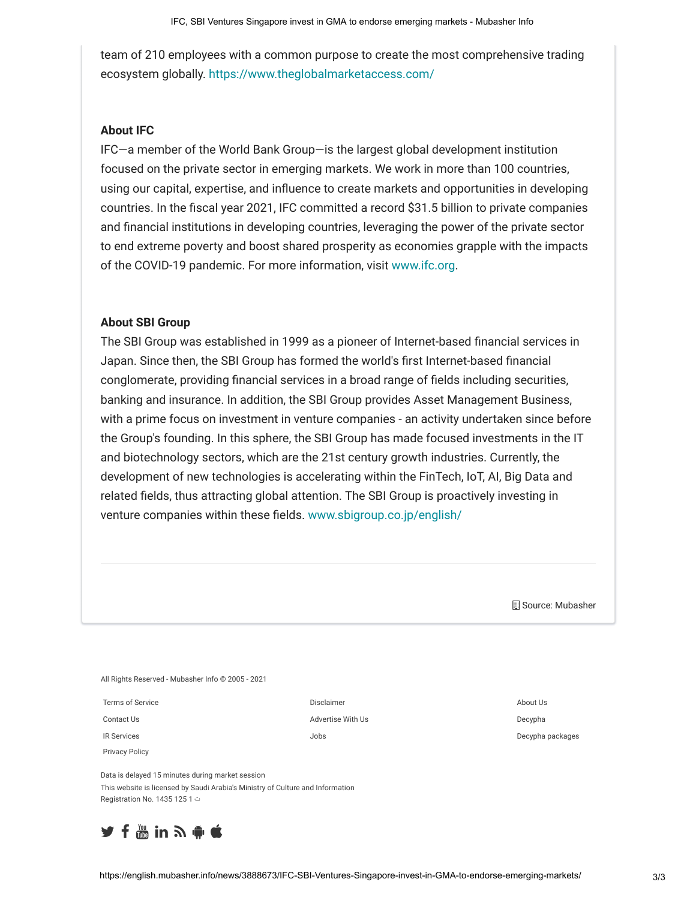team of 210 employees with a common purpose to create the most comprehensive trading ecosystem globally. https://www.theglobalmarketaccess.com/

**About IFC**

IFC—a member of the World Bank Group—is the largest global development institution focused on the private sector in emerging markets. We work in more than 100 countries, using our capital, expertise, and influence to create markets and opportunities in developing countries. In the fiscal year 2021, IFC committed a record $31.5 billion to private companies and financial institutions in developing countries, leveraging the power of the private sector to end extreme poverty and boost shared prosperity as economies grapple with the impacts of the COVID-19 pandemic. For more information, visit www.ifc.org.

**About SBI Group**

The SBI Group was established in 1999 as a pioneer of Internet-based financial services in Japan. Since then, the SBI Group has formed the world's first Internet-based financial conglomerate, providing financial services in a broad range of fields including securities, banking and insurance. In addition, the SBI Group provides Asset Management Business, with a prime focus on investment in venture companies - an activity undertaken since before the Group's founding. In this sphere, the SBI Group has made focused investments in the IT and biotechnology sectors, which are the 21st century growth industries. Currently, the development of new technologies is accelerating within the FinTech, IoT, AI, Big Data and related fields, thus attracting global attention. The SBI Group is proactively investing in venture companies within these fields. www.sbigroup.co.jp/english/

---

Source: Mubasher

All Rights Reserved - Mubasher Info © 2005 - 2021

Terms of Service
Contact Us
IR Services
Privacy Policy
Disclaimer
Advertise With Us
Jobs
About Us
Decypha
Decypha packages

Data is delayed 15 minutes during market session
This website is licensed by Saudi Arabia's Ministry of Culture and Information
Registration No. 1435 125 1 ت